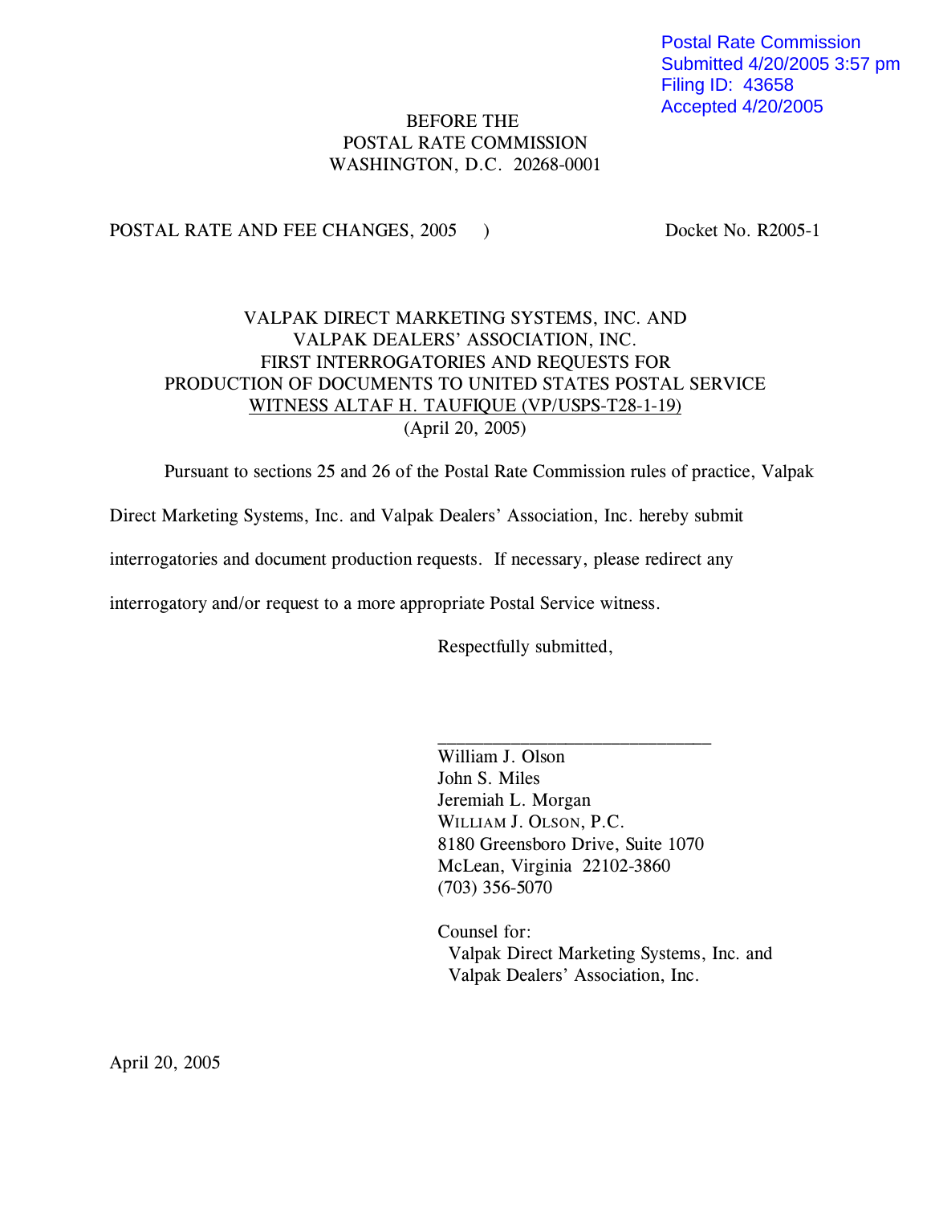Postal Rate Commission
Submitted 4/20/2005 3:57 pm
Filing ID: 43658
Accepted 4/20/2005

BEFORE THE
POSTAL RATE COMMISSION
WASHINGTON, D.C. 20268-0001

POSTAL RATE AND FEE CHANGES, 2005 ) Docket No. R2005-1

VALPAK DIRECT MARKETING SYSTEMS, INC. AND
VALPAK DEALERS' ASSOCIATION, INC.
FIRST INTERROGATORIES AND REQUESTS FOR
PRODUCTION OF DOCUMENTS TO UNITED STATES POSTAL SERVICE
WITNESS ALTAF H. TAUFIQUE (VP/USPS-T28-1-19)
(April 20, 2005)

Pursuant to sections 25 and 26 of the Postal Rate Commission rules of practice, Valpak Direct Marketing Systems, Inc. and Valpak Dealers' Association, Inc. hereby submit interrogatories and document production requests. If necessary, please redirect any interrogatory and/or request to a more appropriate Postal Service witness.

Respectfully submitted,

\_\_\_\_\_\_\_\_\_\_\_\_\_\_\_\_\_\_\_\_\_\_\_\_\_\_\_\_\_\_

William J. Olson
John S. Miles
Jeremiah L. Morgan
WILLIAM J. OLSON, P.C.
8180 Greensboro Drive, Suite 1070
McLean, Virginia 22102-3860
(703) 356-5070

Counsel for:
Valpak Direct Marketing Systems, Inc. and
Valpak Dealers' Association, Inc.

April 20, 2005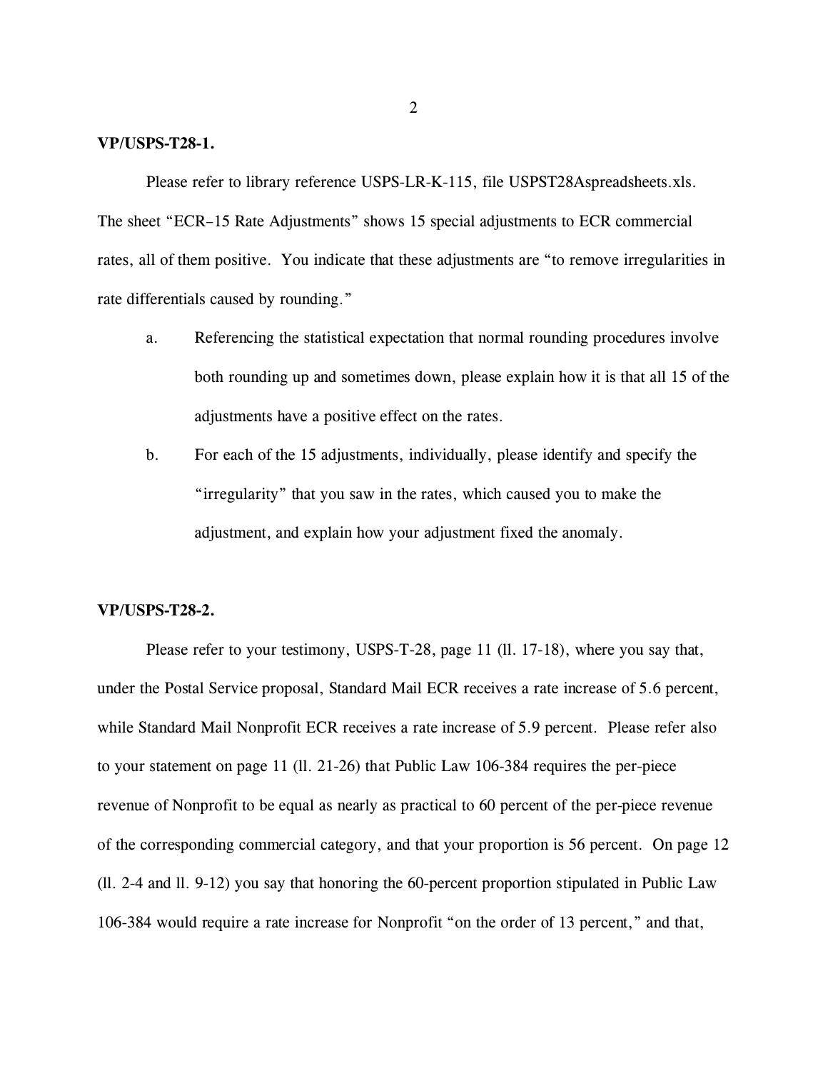**VP/USPS-T28-1.**

Please refer to library reference USPS-LR-K-115, file USPST28Aspreadsheets.xls. The sheet "ECR–15 Rate Adjustments" shows 15 special adjustments to ECR commercial rates, all of them positive. You indicate that these adjustments are "to remove irregularities in rate differentials caused by rounding."

a. Referencing the statistical expectation that normal rounding procedures involve both rounding up and sometimes down, please explain how it is that all 15 of the adjustments have a positive effect on the rates.

b. For each of the 15 adjustments, individually, please identify and specify the "irregularity" that you saw in the rates, which caused you to make the adjustment, and explain how your adjustment fixed the anomaly.

**VP/USPS-T28-2.**

Please refer to your testimony, USPS-T-28, page 11 (ll. 17-18), where you say that, under the Postal Service proposal, Standard Mail ECR receives a rate increase of 5.6 percent, while Standard Mail Nonprofit ECR receives a rate increase of 5.9 percent. Please refer also to your statement on page 11 (ll. 21-26) that Public Law 106-384 requires the per-piece revenue of Nonprofit to be equal as nearly as practical to 60 percent of the per-piece revenue of the corresponding commercial category, and that your proportion is 56 percent. On page 12 (ll. 2-4 and ll. 9-12) you say that honoring the 60-percent proportion stipulated in Public Law 106-384 would require a rate increase for Nonprofit "on the order of 13 percent," and that,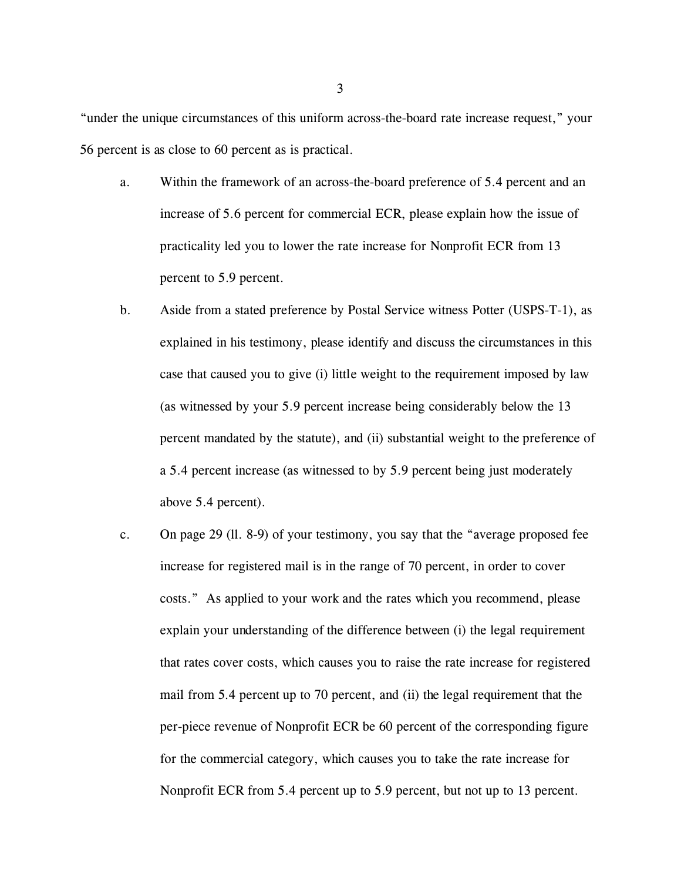"under the unique circumstances of this uniform across-the-board rate increase request," your 56 percent is as close to 60 percent as is practical.

a. Within the framework of an across-the-board preference of 5.4 percent and an increase of 5.6 percent for commercial ECR, please explain how the issue of practicality led you to lower the rate increase for Nonprofit ECR from 13 percent to 5.9 percent.

b. Aside from a stated preference by Postal Service witness Potter (USPS-T-1), as explained in his testimony, please identify and discuss the circumstances in this case that caused you to give (i) little weight to the requirement imposed by law (as witnessed by your 5.9 percent increase being considerably below the 13 percent mandated by the statute), and (ii) substantial weight to the preference of a 5.4 percent increase (as witnessed to by 5.9 percent being just moderately above 5.4 percent).

c. On page 29 (ll. 8-9) of your testimony, you say that the "average proposed fee increase for registered mail is in the range of 70 percent, in order to cover costs." As applied to your work and the rates which you recommend, please explain your understanding of the difference between (i) the legal requirement that rates cover costs, which causes you to raise the rate increase for registered mail from 5.4 percent up to 70 percent, and (ii) the legal requirement that the per-piece revenue of Nonprofit ECR be 60 percent of the corresponding figure for the commercial category, which causes you to take the rate increase for Nonprofit ECR from 5.4 percent up to 5.9 percent, but not up to 13 percent.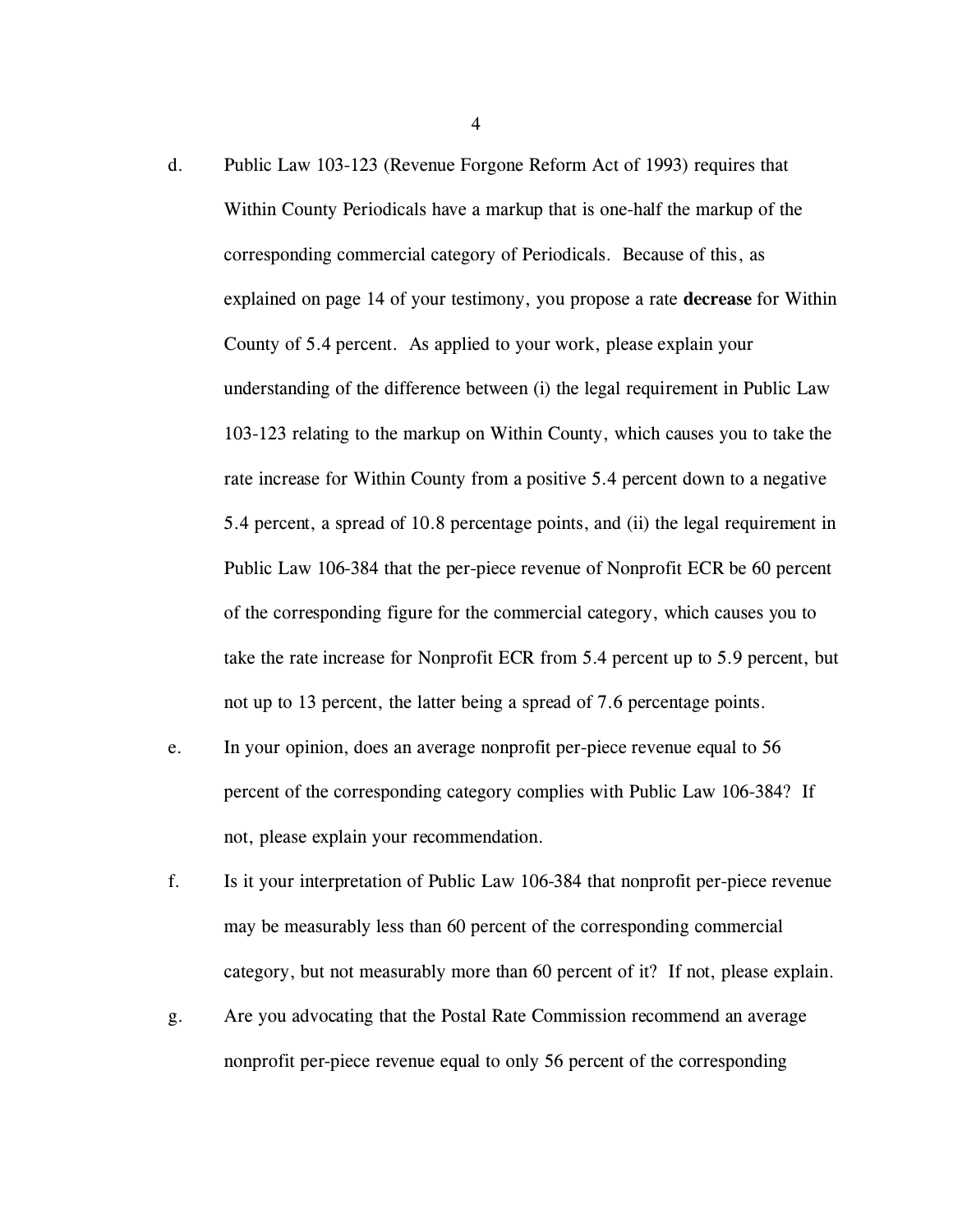d. Public Law 103-123 (Revenue Forgone Reform Act of 1993) requires that Within County Periodicals have a markup that is one-half the markup of the corresponding commercial category of Periodicals. Because of this, as explained on page 14 of your testimony, you propose a rate **decrease** for Within County of 5.4 percent. As applied to your work, please explain your understanding of the difference between (i) the legal requirement in Public Law 103-123 relating to the markup on Within County, which causes you to take the rate increase for Within County from a positive 5.4 percent down to a negative 5.4 percent, a spread of 10.8 percentage points, and (ii) the legal requirement in Public Law 106-384 that the per-piece revenue of Nonprofit ECR be 60 percent of the corresponding figure for the commercial category, which causes you to take the rate increase for Nonprofit ECR from 5.4 percent up to 5.9 percent, but not up to 13 percent, the latter being a spread of 7.6 percentage points.

e. In your opinion, does an average nonprofit per-piece revenue equal to 56 percent of the corresponding category complies with Public Law 106-384? If not, please explain your recommendation.

f. Is it your interpretation of Public Law 106-384 that nonprofit per-piece revenue may be measurably less than 60 percent of the corresponding commercial category, but not measurably more than 60 percent of it? If not, please explain.

g. Are you advocating that the Postal Rate Commission recommend an average nonprofit per-piece revenue equal to only 56 percent of the corresponding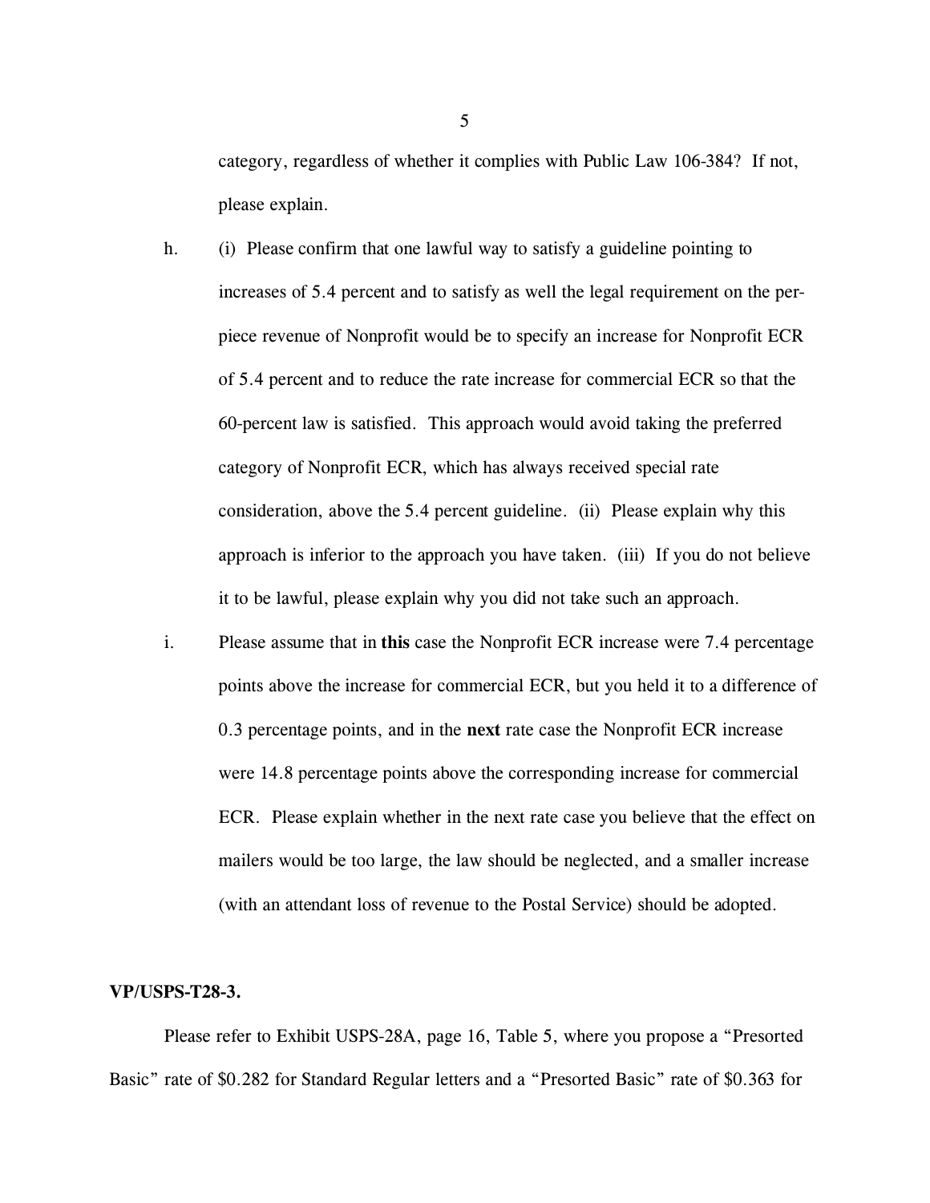category, regardless of whether it complies with Public Law 106-384? If not, please explain.

h. (i) Please confirm that one lawful way to satisfy a guideline pointing to increases of 5.4 percent and to satisfy as well the legal requirement on the per-piece revenue of Nonprofit would be to specify an increase for Nonprofit ECR of 5.4 percent and to reduce the rate increase for commercial ECR so that the 60-percent law is satisfied. This approach would avoid taking the preferred category of Nonprofit ECR, which has always received special rate consideration, above the 5.4 percent guideline. (ii) Please explain why this approach is inferior to the approach you have taken. (iii) If you do not believe it to be lawful, please explain why you did not take such an approach.

i. Please assume that in **this** case the Nonprofit ECR increase were 7.4 percentage points above the increase for commercial ECR, but you held it to a difference of 0.3 percentage points, and in the **next** rate case the Nonprofit ECR increase were 14.8 percentage points above the corresponding increase for commercial ECR. Please explain whether in the next rate case you believe that the effect on mailers would be too large, the law should be neglected, and a smaller increase (with an attendant loss of revenue to the Postal Service) should be adopted.

**VP/USPS-T28-3.**

Please refer to Exhibit USPS-28A, page 16, Table 5, where you propose a "Presorted Basic" rate of $0.282 for Standard Regular letters and a "Presorted Basic" rate of $0.363 for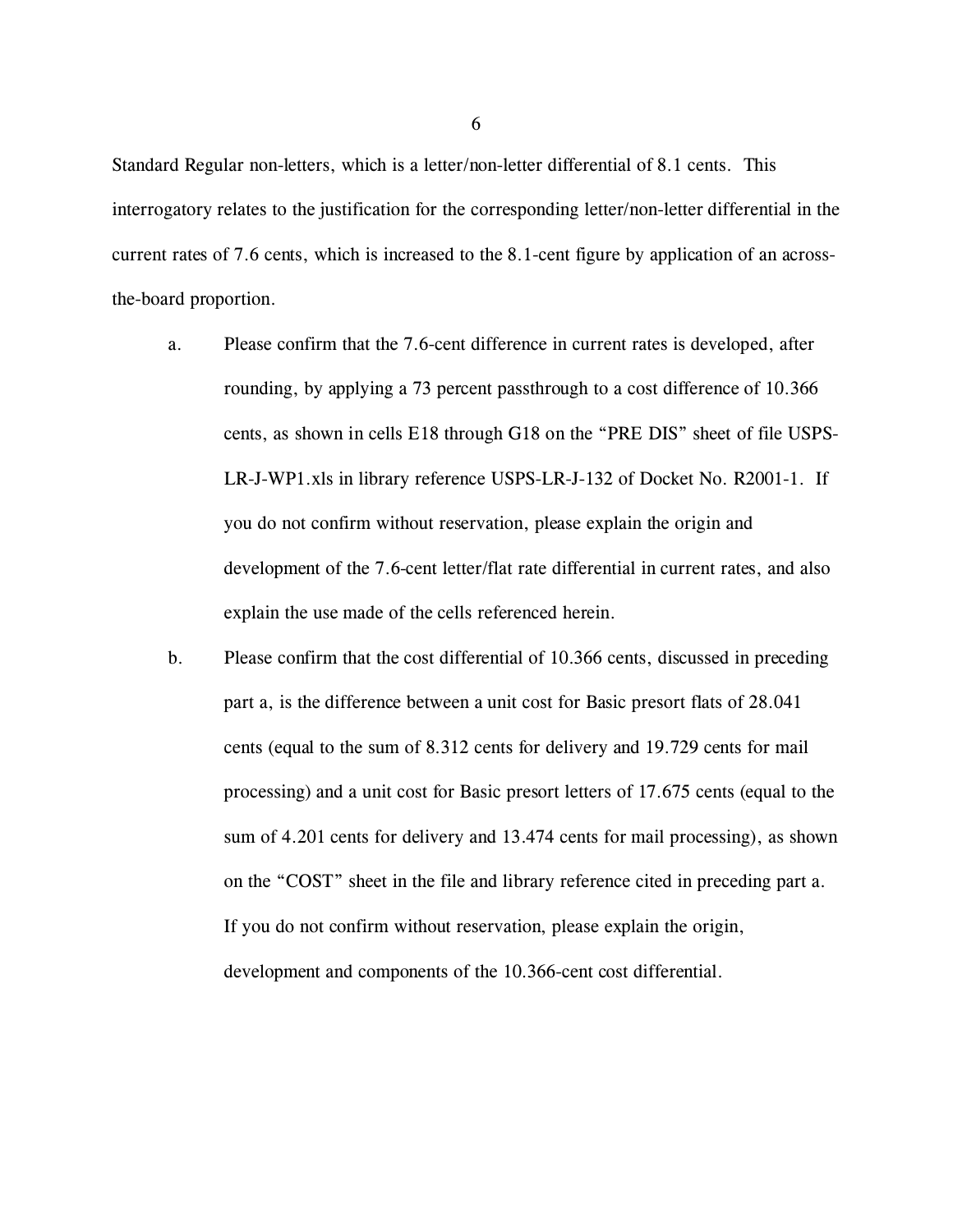Standard Regular non-letters, which is a letter/non-letter differential of 8.1 cents. This interrogatory relates to the justification for the corresponding letter/non-letter differential in the current rates of 7.6 cents, which is increased to the 8.1-cent figure by application of an across-the-board proportion.

a. Please confirm that the 7.6-cent difference in current rates is developed, after rounding, by applying a 73 percent passthrough to a cost difference of 10.366 cents, as shown in cells E18 through G18 on the "PRE DIS" sheet of file USPS-LR-J-WP1.xls in library reference USPS-LR-J-132 of Docket No. R2001-1. If you do not confirm without reservation, please explain the origin and development of the 7.6-cent letter/flat rate differential in current rates, and also explain the use made of the cells referenced herein.

b. Please confirm that the cost differential of 10.366 cents, discussed in preceding part a, is the difference between a unit cost for Basic presort flats of 28.041 cents (equal to the sum of 8.312 cents for delivery and 19.729 cents for mail processing) and a unit cost for Basic presort letters of 17.675 cents (equal to the sum of 4.201 cents for delivery and 13.474 cents for mail processing), as shown on the "COST" sheet in the file and library reference cited in preceding part a. If you do not confirm without reservation, please explain the origin, development and components of the 10.366-cent cost differential.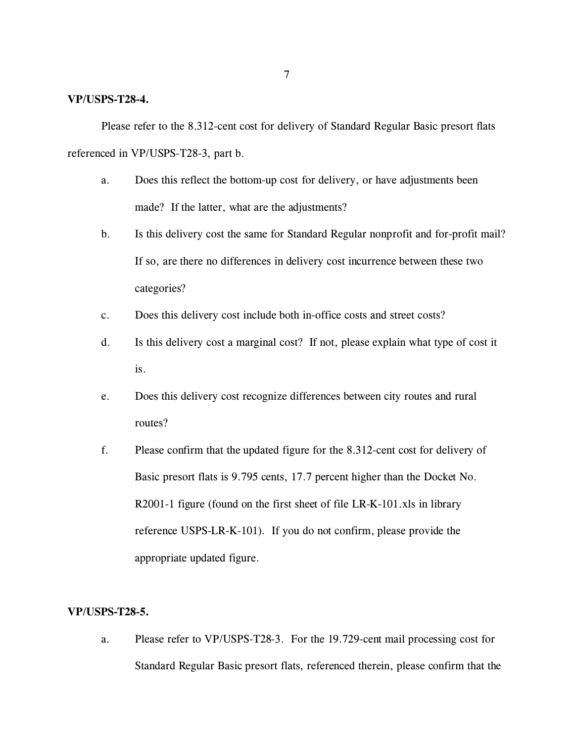**VP/USPS-T28-4.**

Please refer to the 8.312-cent cost for delivery of Standard Regular Basic presort flats referenced in VP/USPS-T28-3, part b.

a. Does this reflect the bottom-up cost for delivery, or have adjustments been made? If the latter, what are the adjustments?

b. Is this delivery cost the same for Standard Regular nonprofit and for-profit mail? If so, are there no differences in delivery cost incurrence between these two categories?

c. Does this delivery cost include both in-office costs and street costs?

d. Is this delivery cost a marginal cost? If not, please explain what type of cost it is.

e. Does this delivery cost recognize differences between city routes and rural routes?

f. Please confirm that the updated figure for the 8.312-cent cost for delivery of Basic presort flats is 9.795 cents, 17.7 percent higher than the Docket No. R2001-1 figure (found on the first sheet of file LR-K-101.xls in library reference USPS-LR-K-101). If you do not confirm, please provide the appropriate updated figure.

**VP/USPS-T28-5.**

a. Please refer to VP/USPS-T28-3. For the 19.729-cent mail processing cost for Standard Regular Basic presort flats, referenced therein, please confirm that the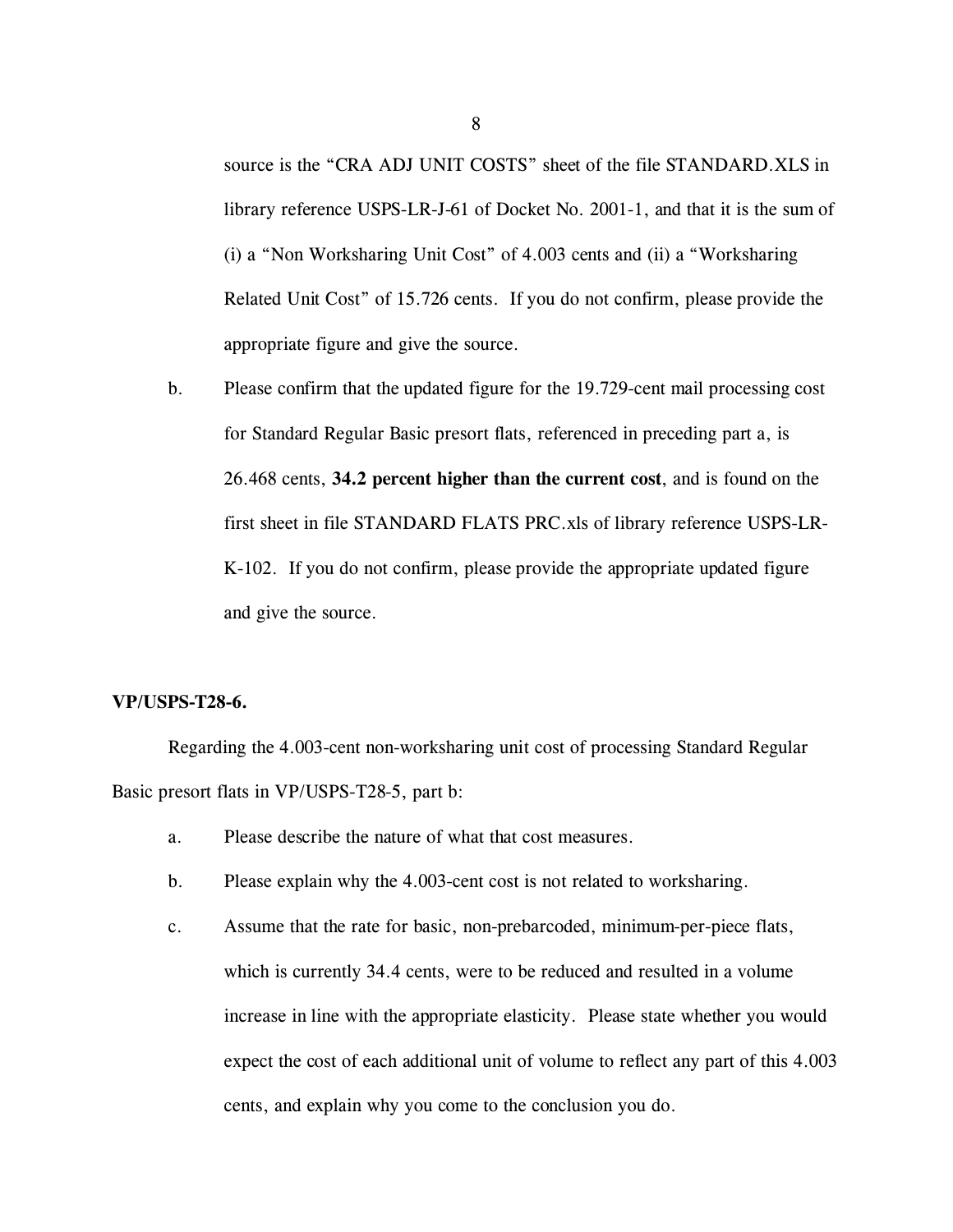source is the "CRA ADJ UNIT COSTS" sheet of the file STANDARD.XLS in library reference USPS-LR-J-61 of Docket No. 2001-1, and that it is the sum of (i) a "Non Worksharing Unit Cost" of 4.003 cents and (ii) a "Worksharing Related Unit Cost" of 15.726 cents. If you do not confirm, please provide the appropriate figure and give the source.

b. Please confirm that the updated figure for the 19.729-cent mail processing cost for Standard Regular Basic presort flats, referenced in preceding part a, is 26.468 cents, **34.2 percent higher than the current cost**, and is found on the first sheet in file STANDARD FLATS PRC.xls of library reference USPS-LR-K-102. If you do not confirm, please provide the appropriate updated figure and give the source.

**VP/USPS-T28-6.**

Regarding the 4.003-cent non-worksharing unit cost of processing Standard Regular Basic presort flats in VP/USPS-T28-5, part b:

a. Please describe the nature of what that cost measures.

b. Please explain why the 4.003-cent cost is not related to worksharing.

c. Assume that the rate for basic, non-prebarcoded, minimum-per-piece flats, which is currently 34.4 cents, were to be reduced and resulted in a volume increase in line with the appropriate elasticity. Please state whether you would expect the cost of each additional unit of volume to reflect any part of this 4.003 cents, and explain why you come to the conclusion you do.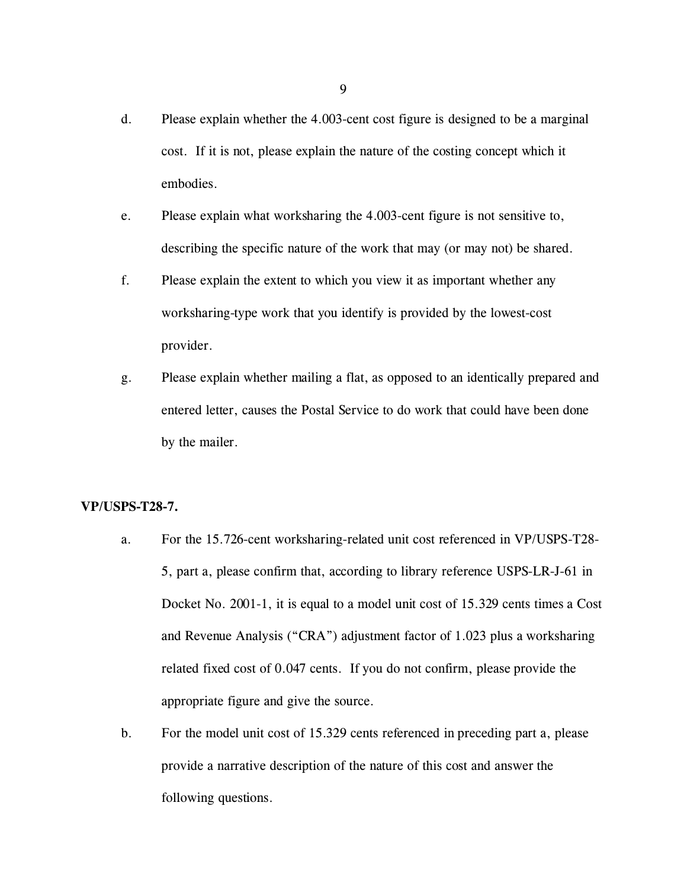d. Please explain whether the 4.003-cent cost figure is designed to be a marginal cost. If it is not, please explain the nature of the costing concept which it embodies.

e. Please explain what worksharing the 4.003-cent figure is not sensitive to, describing the specific nature of the work that may (or may not) be shared.

f. Please explain the extent to which you view it as important whether any worksharing-type work that you identify is provided by the lowest-cost provider.

g. Please explain whether mailing a flat, as opposed to an identically prepared and entered letter, causes the Postal Service to do work that could have been done by the mailer.

**VP/USPS-T28-7.**

a. For the 15.726-cent worksharing-related unit cost referenced in VP/USPS-T28-5, part a, please confirm that, according to library reference USPS-LR-J-61 in Docket No. 2001-1, it is equal to a model unit cost of 15.329 cents times a Cost and Revenue Analysis ("CRA") adjustment factor of 1.023 plus a worksharing related fixed cost of 0.047 cents. If you do not confirm, please provide the appropriate figure and give the source.

b. For the model unit cost of 15.329 cents referenced in preceding part a, please provide a narrative description of the nature of this cost and answer the following questions.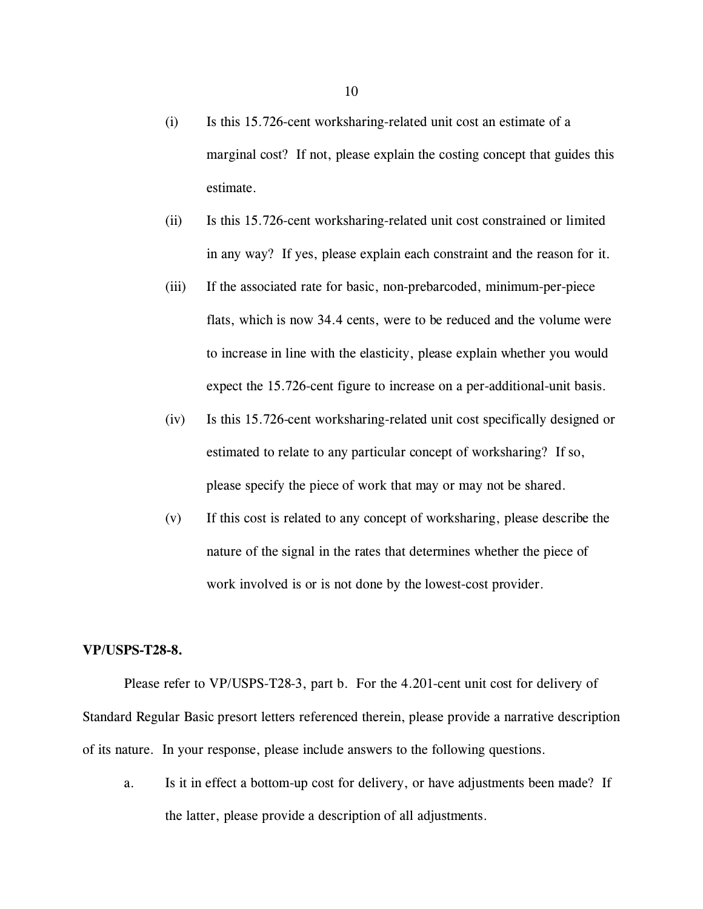(i) Is this 15.726-cent worksharing-related unit cost an estimate of a marginal cost? If not, please explain the costing concept that guides this estimate.

(ii) Is this 15.726-cent worksharing-related unit cost constrained or limited in any way? If yes, please explain each constraint and the reason for it.

(iii) If the associated rate for basic, non-prebarcoded, minimum-per-piece flats, which is now 34.4 cents, were to be reduced and the volume were to increase in line with the elasticity, please explain whether you would expect the 15.726-cent figure to increase on a per-additional-unit basis.

(iv) Is this 15.726-cent worksharing-related unit cost specifically designed or estimated to relate to any particular concept of worksharing? If so, please specify the piece of work that may or may not be shared.

(v) If this cost is related to any concept of worksharing, please describe the nature of the signal in the rates that determines whether the piece of work involved is or is not done by the lowest-cost provider.

**VP/USPS-T28-8.**

Please refer to VP/USPS-T28-3, part b. For the 4.201-cent unit cost for delivery of Standard Regular Basic presort letters referenced therein, please provide a narrative description of its nature. In your response, please include answers to the following questions.

a. Is it in effect a bottom-up cost for delivery, or have adjustments been made? If the latter, please provide a description of all adjustments.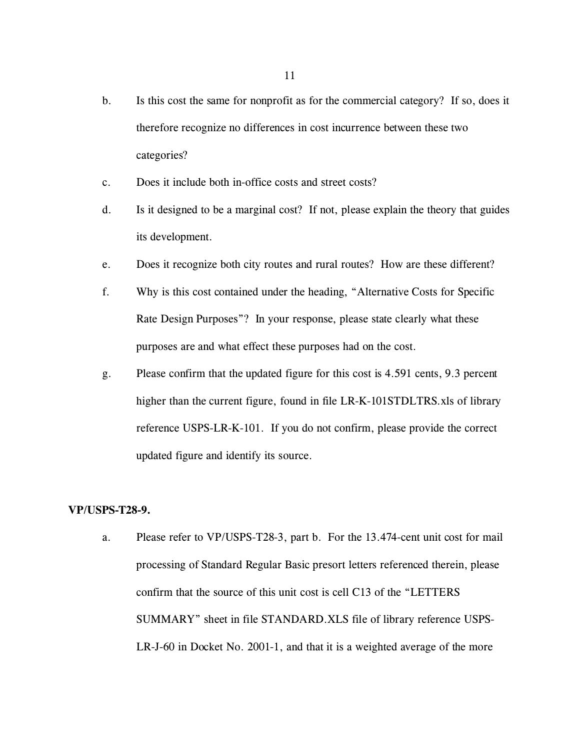b. Is this cost the same for nonprofit as for the commercial category? If so, does it therefore recognize no differences in cost incurrence between these two categories?

c. Does it include both in-office costs and street costs?

d. Is it designed to be a marginal cost? If not, please explain the theory that guides its development.

e. Does it recognize both city routes and rural routes? How are these different?

f. Why is this cost contained under the heading, "Alternative Costs for Specific Rate Design Purposes"? In your response, please state clearly what these purposes are and what effect these purposes had on the cost.

g. Please confirm that the updated figure for this cost is 4.591 cents, 9.3 percent higher than the current figure, found in file LR-K-101STDLTRS.xls of library reference USPS-LR-K-101. If you do not confirm, please provide the correct updated figure and identify its source.

**VP/USPS-T28-9.**

a. Please refer to VP/USPS-T28-3, part b. For the 13.474-cent unit cost for mail processing of Standard Regular Basic presort letters referenced therein, please confirm that the source of this unit cost is cell C13 of the "LETTERS SUMMARY" sheet in file STANDARD.XLS file of library reference USPS-LR-J-60 in Docket No. 2001-1, and that it is a weighted average of the more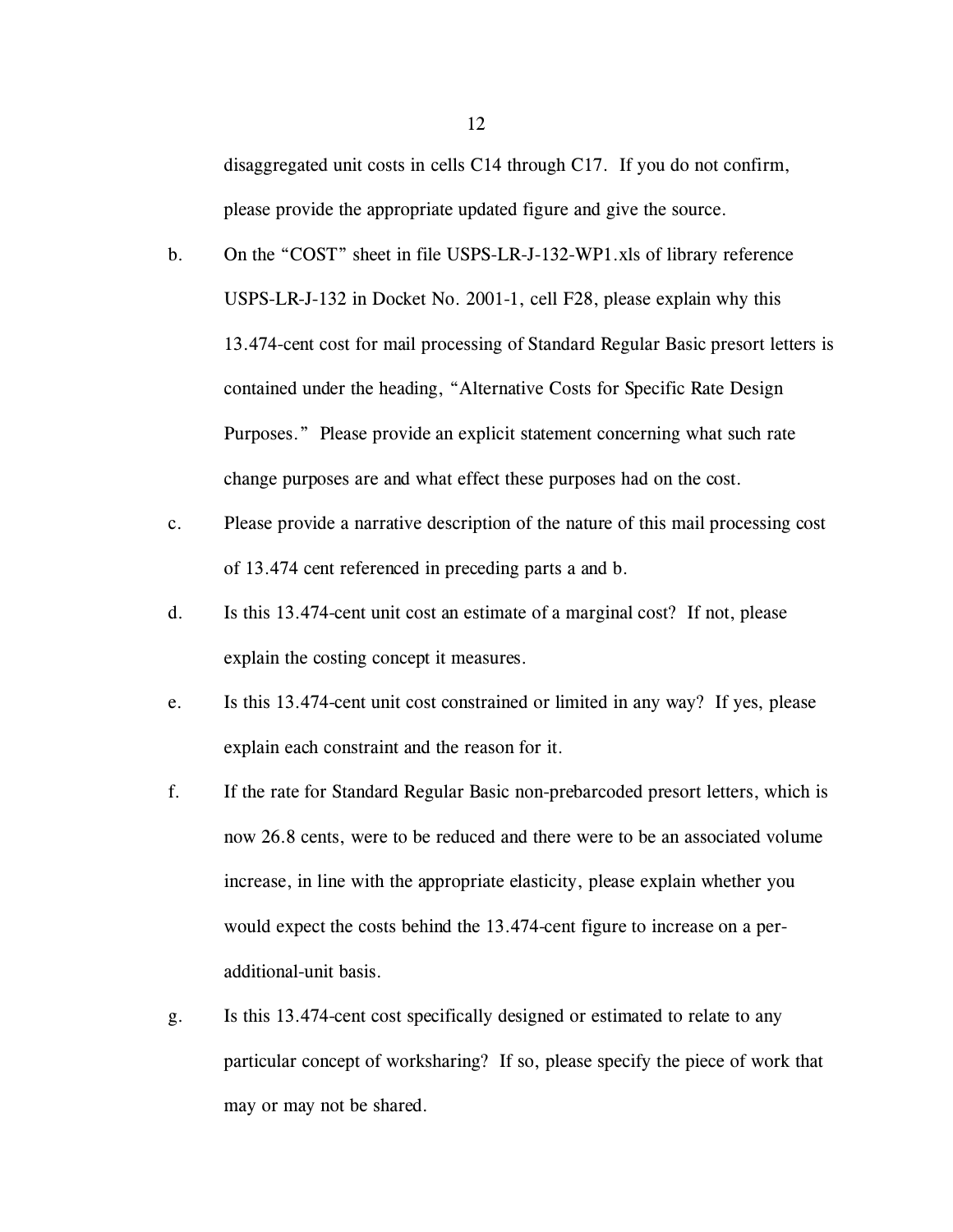disaggregated unit costs in cells C14 through C17. If you do not confirm, please provide the appropriate updated figure and give the source.

b. On the "COST" sheet in file USPS-LR-J-132-WP1.xls of library reference USPS-LR-J-132 in Docket No. 2001-1, cell F28, please explain why this 13.474-cent cost for mail processing of Standard Regular Basic presort letters is contained under the heading, "Alternative Costs for Specific Rate Design Purposes." Please provide an explicit statement concerning what such rate change purposes are and what effect these purposes had on the cost.

c. Please provide a narrative description of the nature of this mail processing cost of 13.474 cent referenced in preceding parts a and b.

d. Is this 13.474-cent unit cost an estimate of a marginal cost? If not, please explain the costing concept it measures.

e. Is this 13.474-cent unit cost constrained or limited in any way? If yes, please explain each constraint and the reason for it.

f. If the rate for Standard Regular Basic non-prebarcoded presort letters, which is now 26.8 cents, were to be reduced and there were to be an associated volume increase, in line with the appropriate elasticity, please explain whether you would expect the costs behind the 13.474-cent figure to increase on a per-additional-unit basis.

g. Is this 13.474-cent cost specifically designed or estimated to relate to any particular concept of worksharing? If so, please specify the piece of work that may or may not be shared.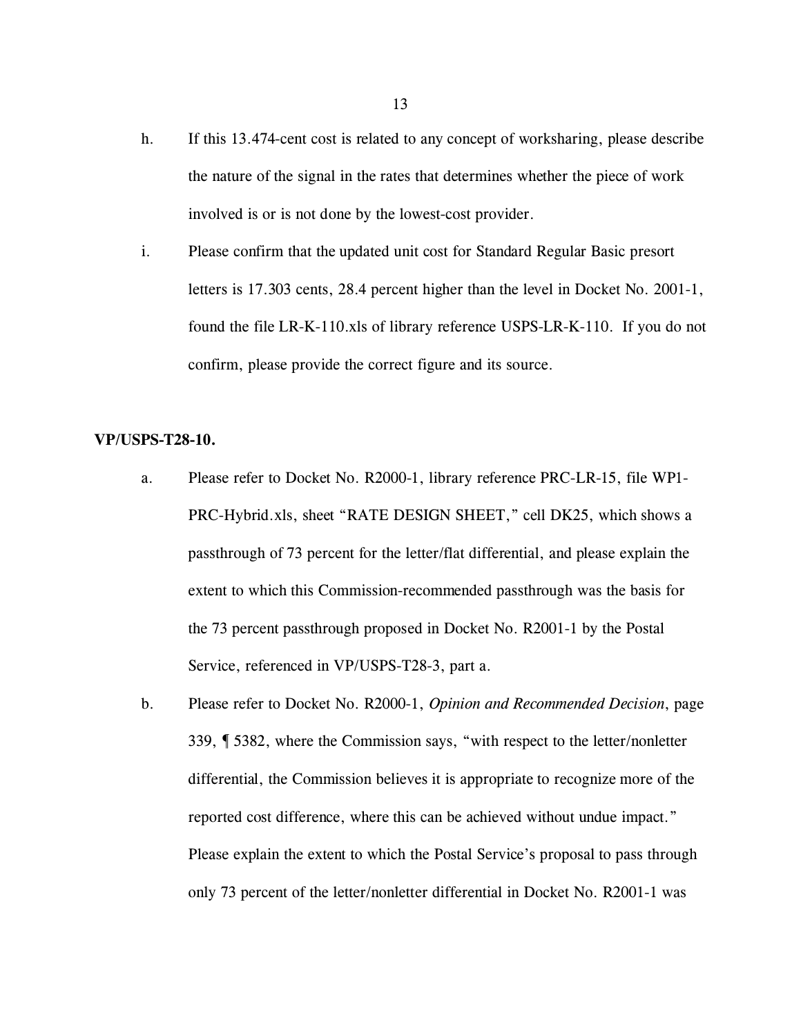h. If this 13.474-cent cost is related to any concept of worksharing, please describe the nature of the signal in the rates that determines whether the piece of work involved is or is not done by the lowest-cost provider.

i. Please confirm that the updated unit cost for Standard Regular Basic presort letters is 17.303 cents, 28.4 percent higher than the level in Docket No. 2001-1, found the file LR-K-110.xls of library reference USPS-LR-K-110. If you do not confirm, please provide the correct figure and its source.

**VP/USPS-T28-10.**

a. Please refer to Docket No. R2000-1, library reference PRC-LR-15, file WP1-PRC-Hybrid.xls, sheet "RATE DESIGN SHEET," cell DK25, which shows a passthrough of 73 percent for the letter/flat differential, and please explain the extent to which this Commission-recommended passthrough was the basis for the 73 percent passthrough proposed in Docket No. R2001-1 by the Postal Service, referenced in VP/USPS-T28-3, part a.

b. Please refer to Docket No. R2000-1, *Opinion and Recommended Decision*, page 339, ¶ 5382, where the Commission says, "with respect to the letter/nonletter differential, the Commission believes it is appropriate to recognize more of the reported cost difference, where this can be achieved without undue impact." Please explain the extent to which the Postal Service's proposal to pass through only 73 percent of the letter/nonletter differential in Docket No. R2001-1 was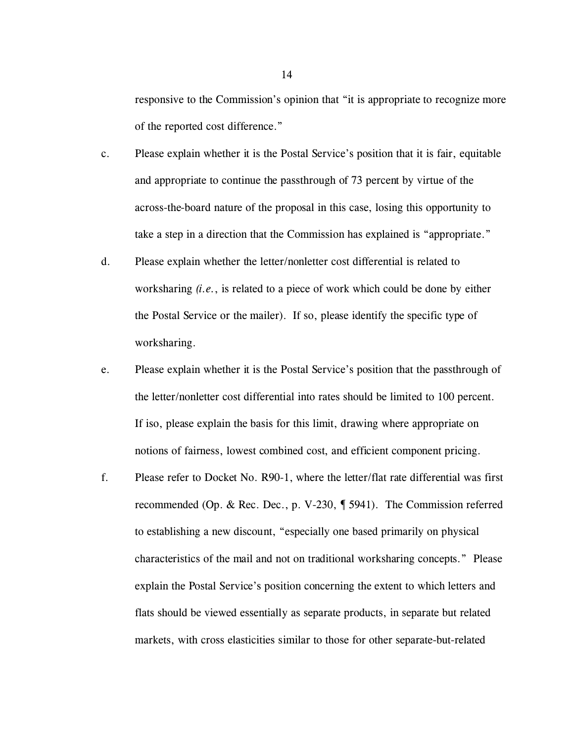responsive to the Commission's opinion that "it is appropriate to recognize more of the reported cost difference."

c. Please explain whether it is the Postal Service's position that it is fair, equitable and appropriate to continue the passthrough of 73 percent by virtue of the across-the-board nature of the proposal in this case, losing this opportunity to take a step in a direction that the Commission has explained is "appropriate."

d. Please explain whether the letter/nonletter cost differential is related to worksharing *(i.e.*, is related to a piece of work which could be done by either the Postal Service or the mailer). If so, please identify the specific type of worksharing.

e. Please explain whether it is the Postal Service's position that the passthrough of the letter/nonletter cost differential into rates should be limited to 100 percent. If iso, please explain the basis for this limit, drawing where appropriate on notions of fairness, lowest combined cost, and efficient component pricing.

f. Please refer to Docket No. R90-1, where the letter/flat rate differential was first recommended (Op. & Rec. Dec., p. V-230, ¶ 5941). The Commission referred to establishing a new discount, "especially one based primarily on physical characteristics of the mail and not on traditional worksharing concepts." Please explain the Postal Service's position concerning the extent to which letters and flats should be viewed essentially as separate products, in separate but related markets, with cross elasticities similar to those for other separate-but-related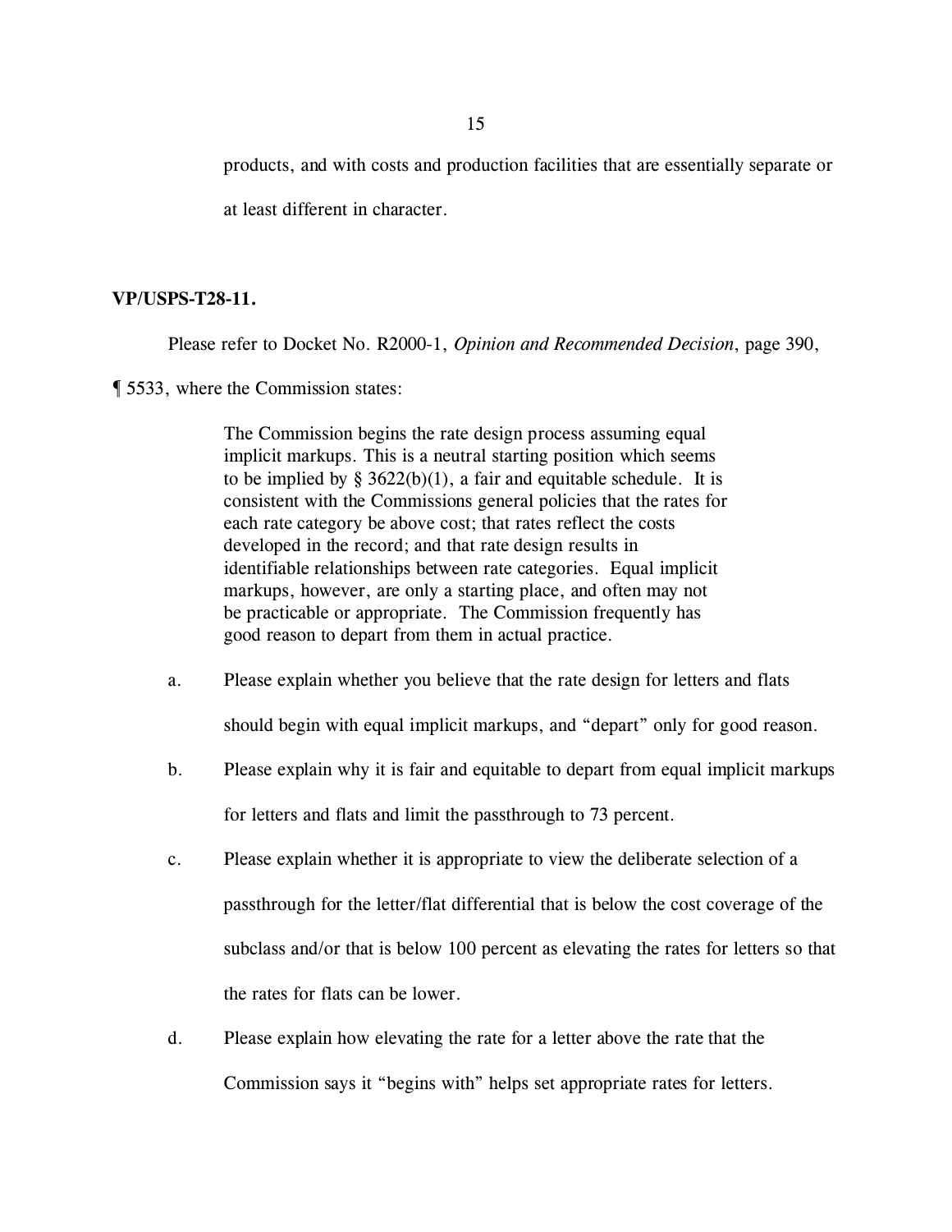products, and with costs and production facilities that are essentially separate or at least different in character.

**VP/USPS-T28-11.**

Please refer to Docket No. R2000-1, *Opinion and Recommended Decision*, page 390, ¶ 5533, where the Commission states:

> The Commission begins the rate design process assuming equal implicit markups. This is a neutral starting position which seems to be implied by § 3622(b)(1), a fair and equitable schedule. It is consistent with the Commissions general policies that the rates for each rate category be above cost; that rates reflect the costs developed in the record; and that rate design results in identifiable relationships between rate categories. Equal implicit markups, however, are only a starting place, and often may not be practicable or appropriate. The Commission frequently has good reason to depart from them in actual practice.

a. Please explain whether you believe that the rate design for letters and flats should begin with equal implicit markups, and "depart" only for good reason.

b. Please explain why it is fair and equitable to depart from equal implicit markups for letters and flats and limit the passthrough to 73 percent.

c. Please explain whether it is appropriate to view the deliberate selection of a passthrough for the letter/flat differential that is below the cost coverage of the subclass and/or that is below 100 percent as elevating the rates for letters so that the rates for flats can be lower.

d. Please explain how elevating the rate for a letter above the rate that the Commission says it "begins with" helps set appropriate rates for letters.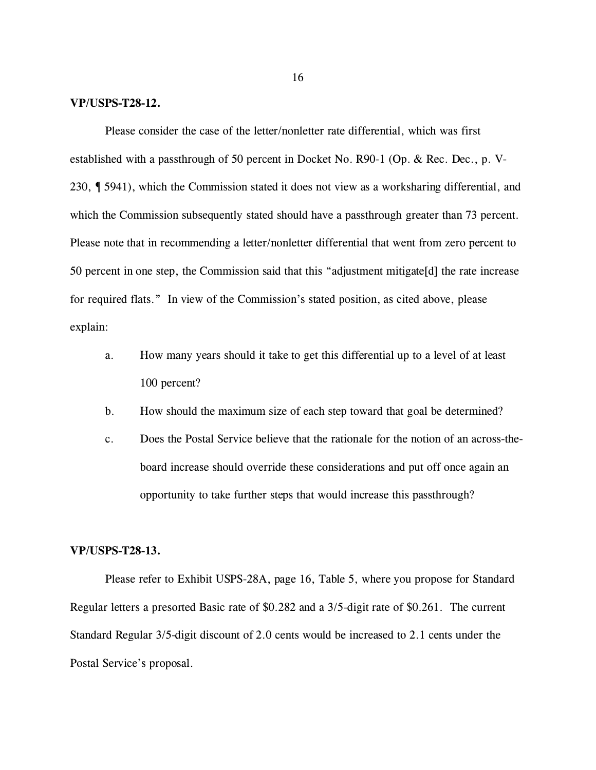**VP/USPS-T28-12.**

Please consider the case of the letter/nonletter rate differential, which was first established with a passthrough of 50 percent in Docket No. R90-1 (Op. & Rec. Dec., p. V-230, ¶ 5941), which the Commission stated it does not view as a worksharing differential, and which the Commission subsequently stated should have a passthrough greater than 73 percent. Please note that in recommending a letter/nonletter differential that went from zero percent to 50 percent in one step, the Commission said that this "adjustment mitigate[d] the rate increase for required flats." In view of the Commission's stated position, as cited above, please explain:

a. How many years should it take to get this differential up to a level of at least 100 percent?

b. How should the maximum size of each step toward that goal be determined?

c. Does the Postal Service believe that the rationale for the notion of an across-the-board increase should override these considerations and put off once again an opportunity to take further steps that would increase this passthrough?

**VP/USPS-T28-13.**

Please refer to Exhibit USPS-28A, page 16, Table 5, where you propose for Standard Regular letters a presorted Basic rate of $0.282 and a 3/5-digit rate of $0.261. The current Standard Regular 3/5-digit discount of 2.0 cents would be increased to 2.1 cents under the Postal Service's proposal.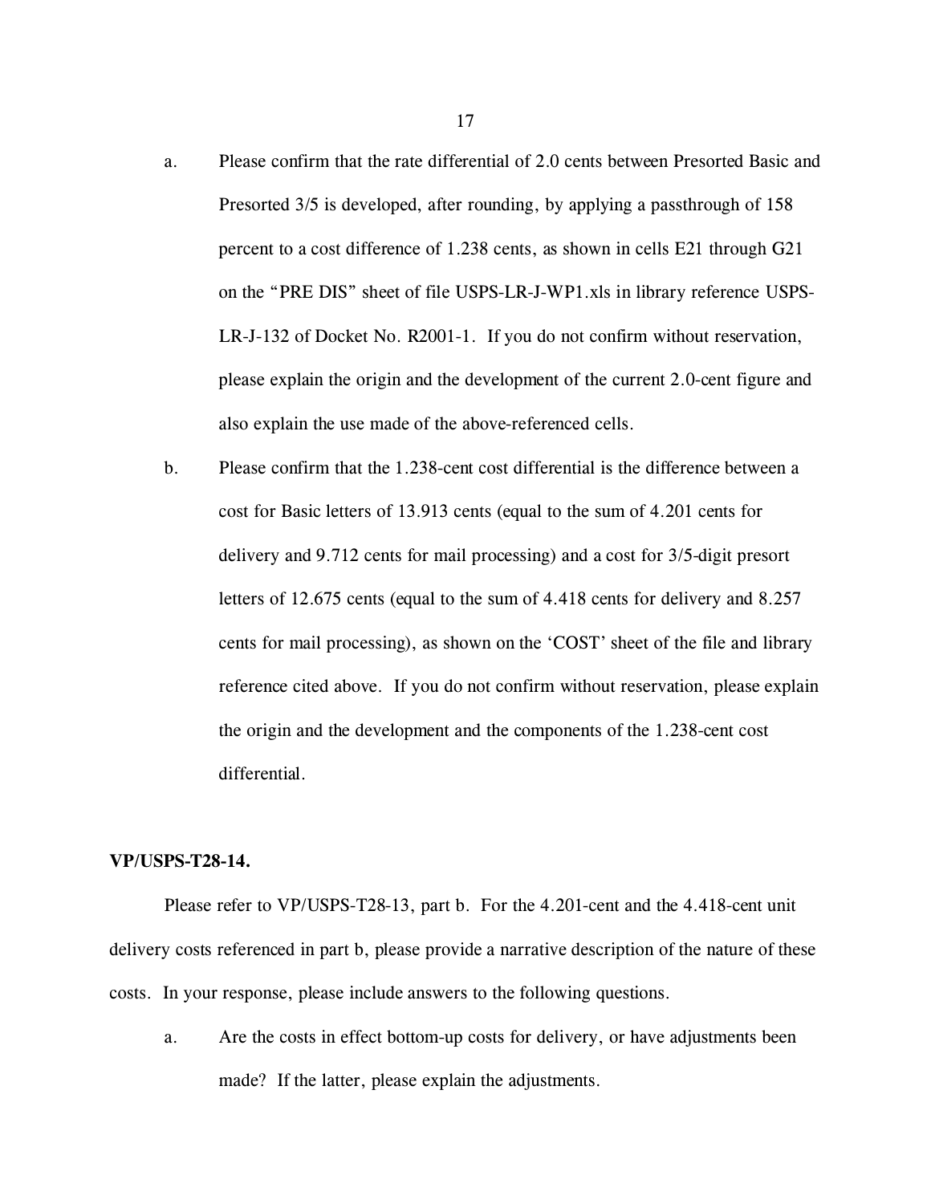a. Please confirm that the rate differential of 2.0 cents between Presorted Basic and Presorted 3/5 is developed, after rounding, by applying a passthrough of 158 percent to a cost difference of 1.238 cents, as shown in cells E21 through G21 on the "PRE DIS" sheet of file USPS-LR-J-WP1.xls in library reference USPS-LR-J-132 of Docket No. R2001-1. If you do not confirm without reservation, please explain the origin and the development of the current 2.0-cent figure and also explain the use made of the above-referenced cells.

b. Please confirm that the 1.238-cent cost differential is the difference between a cost for Basic letters of 13.913 cents (equal to the sum of 4.201 cents for delivery and 9.712 cents for mail processing) and a cost for 3/5-digit presort letters of 12.675 cents (equal to the sum of 4.418 cents for delivery and 8.257 cents for mail processing), as shown on the 'COST' sheet of the file and library reference cited above. If you do not confirm without reservation, please explain the origin and the development and the components of the 1.238-cent cost differential.

**VP/USPS-T28-14.**

Please refer to VP/USPS-T28-13, part b. For the 4.201-cent and the 4.418-cent unit delivery costs referenced in part b, please provide a narrative description of the nature of these costs. In your response, please include answers to the following questions.

a. Are the costs in effect bottom-up costs for delivery, or have adjustments been made? If the latter, please explain the adjustments.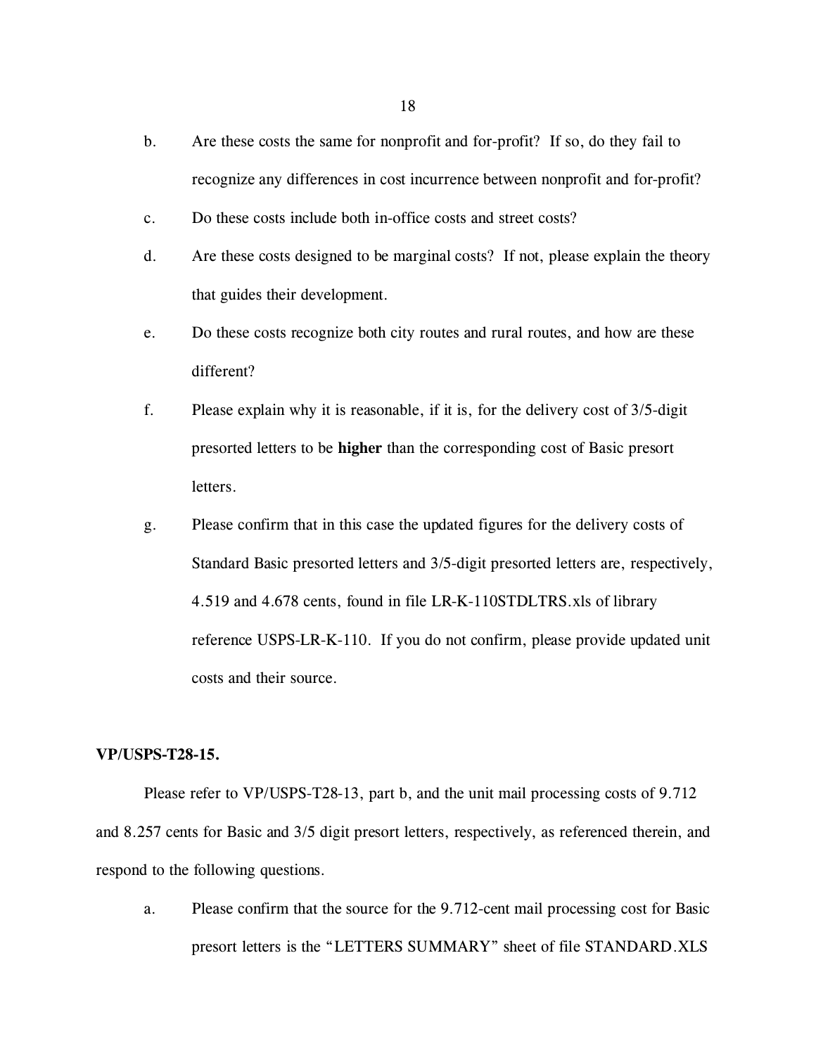b. Are these costs the same for nonprofit and for-profit? If so, do they fail to recognize any differences in cost incurrence between nonprofit and for-profit?

c. Do these costs include both in-office costs and street costs?

d. Are these costs designed to be marginal costs? If not, please explain the theory that guides their development.

e. Do these costs recognize both city routes and rural routes, and how are these different?

f. Please explain why it is reasonable, if it is, for the delivery cost of 3/5-digit presorted letters to be **higher** than the corresponding cost of Basic presort letters.

g. Please confirm that in this case the updated figures for the delivery costs of Standard Basic presorted letters and 3/5-digit presorted letters are, respectively, 4.519 and 4.678 cents, found in file LR-K-110STDLTRS.xls of library reference USPS-LR-K-110. If you do not confirm, please provide updated unit costs and their source.

**VP/USPS-T28-15.**

Please refer to VP/USPS-T28-13, part b, and the unit mail processing costs of 9.712 and 8.257 cents for Basic and 3/5 digit presort letters, respectively, as referenced therein, and respond to the following questions.

a. Please confirm that the source for the 9.712-cent mail processing cost for Basic presort letters is the "LETTERS SUMMARY" sheet of file STANDARD.XLS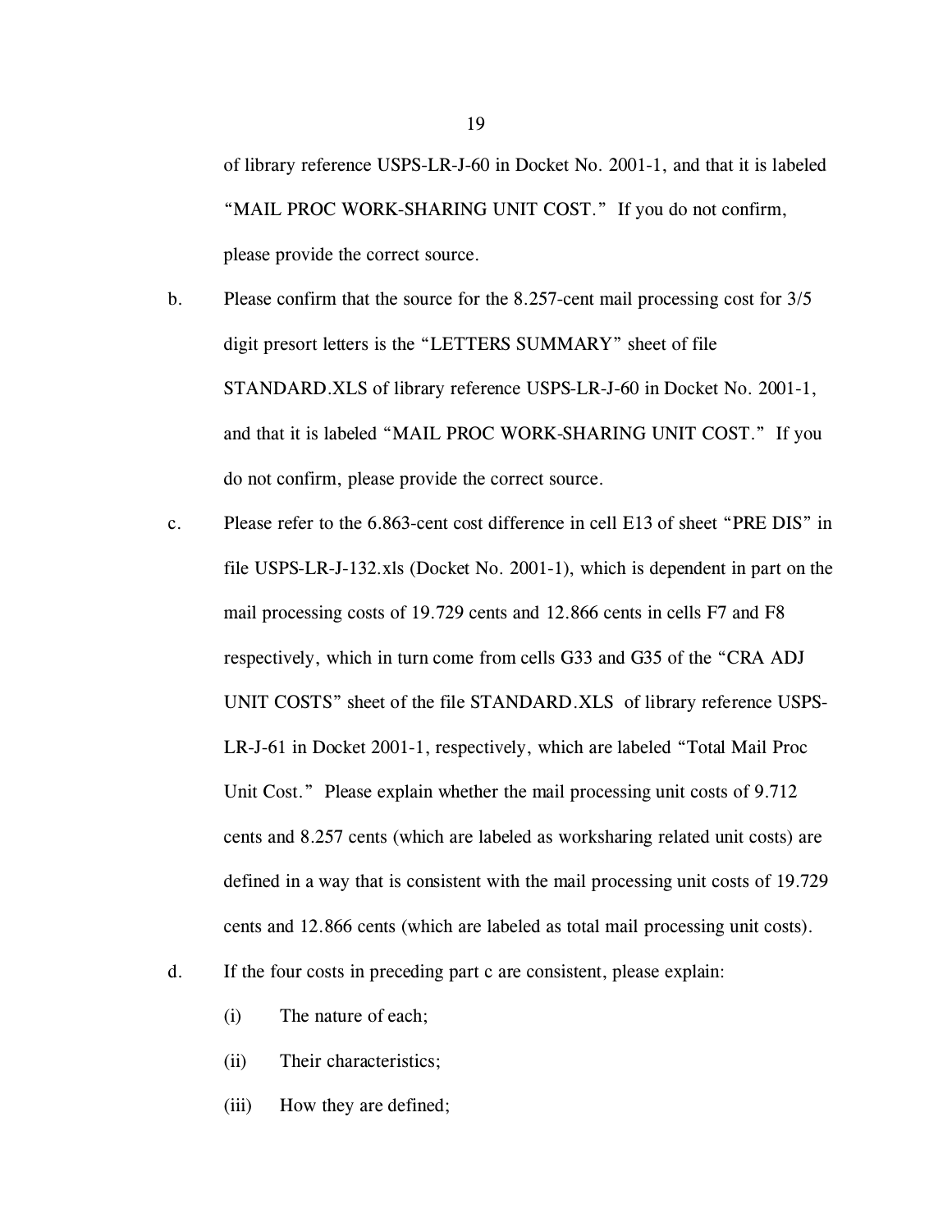of library reference USPS-LR-J-60 in Docket No. 2001-1, and that it is labeled "MAIL PROC WORK-SHARING UNIT COST." If you do not confirm, please provide the correct source.

b. Please confirm that the source for the 8.257-cent mail processing cost for 3/5 digit presort letters is the "LETTERS SUMMARY" sheet of file STANDARD.XLS of library reference USPS-LR-J-60 in Docket No. 2001-1, and that it is labeled "MAIL PROC WORK-SHARING UNIT COST." If you do not confirm, please provide the correct source.

c. Please refer to the 6.863-cent cost difference in cell E13 of sheet "PRE DIS" in file USPS-LR-J-132.xls (Docket No. 2001-1), which is dependent in part on the mail processing costs of 19.729 cents and 12.866 cents in cells F7 and F8 respectively, which in turn come from cells G33 and G35 of the "CRA ADJ UNIT COSTS" sheet of the file STANDARD.XLS of library reference USPS-LR-J-61 in Docket 2001-1, respectively, which are labeled "Total Mail Proc Unit Cost." Please explain whether the mail processing unit costs of 9.712 cents and 8.257 cents (which are labeled as worksharing related unit costs) are defined in a way that is consistent with the mail processing unit costs of 19.729 cents and 12.866 cents (which are labeled as total mail processing unit costs).

d. If the four costs in preceding part c are consistent, please explain:

   (i) The nature of each;

   (ii) Their characteristics;

   (iii) How they are defined;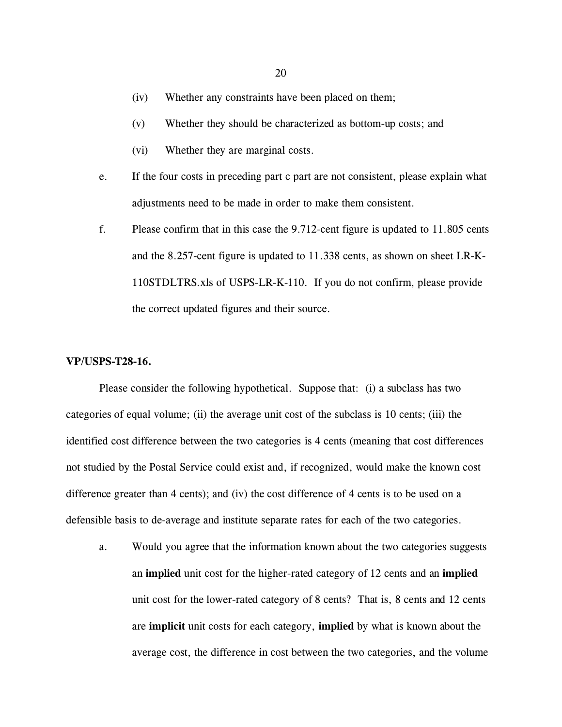(iv) Whether any constraints have been placed on them;

(v) Whether they should be characterized as bottom-up costs; and

(vi) Whether they are marginal costs.

e. If the four costs in preceding part c part are not consistent, please explain what adjustments need to be made in order to make them consistent.

f. Please confirm that in this case the 9.712-cent figure is updated to 11.805 cents and the 8.257-cent figure is updated to 11.338 cents, as shown on sheet LR-K-110STDLTRS.xls of USPS-LR-K-110. If you do not confirm, please provide the correct updated figures and their source.

**VP/USPS-T28-16.**

Please consider the following hypothetical. Suppose that: (i) a subclass has two categories of equal volume; (ii) the average unit cost of the subclass is 10 cents; (iii) the identified cost difference between the two categories is 4 cents (meaning that cost differences not studied by the Postal Service could exist and, if recognized, would make the known cost difference greater than 4 cents); and (iv) the cost difference of 4 cents is to be used on a defensible basis to de-average and institute separate rates for each of the two categories.

a. Would you agree that the information known about the two categories suggests an **implied** unit cost for the higher-rated category of 12 cents and an **implied** unit cost for the lower-rated category of 8 cents? That is, 8 cents and 12 cents are **implicit** unit costs for each category, **implied** by what is known about the average cost, the difference in cost between the two categories, and the volume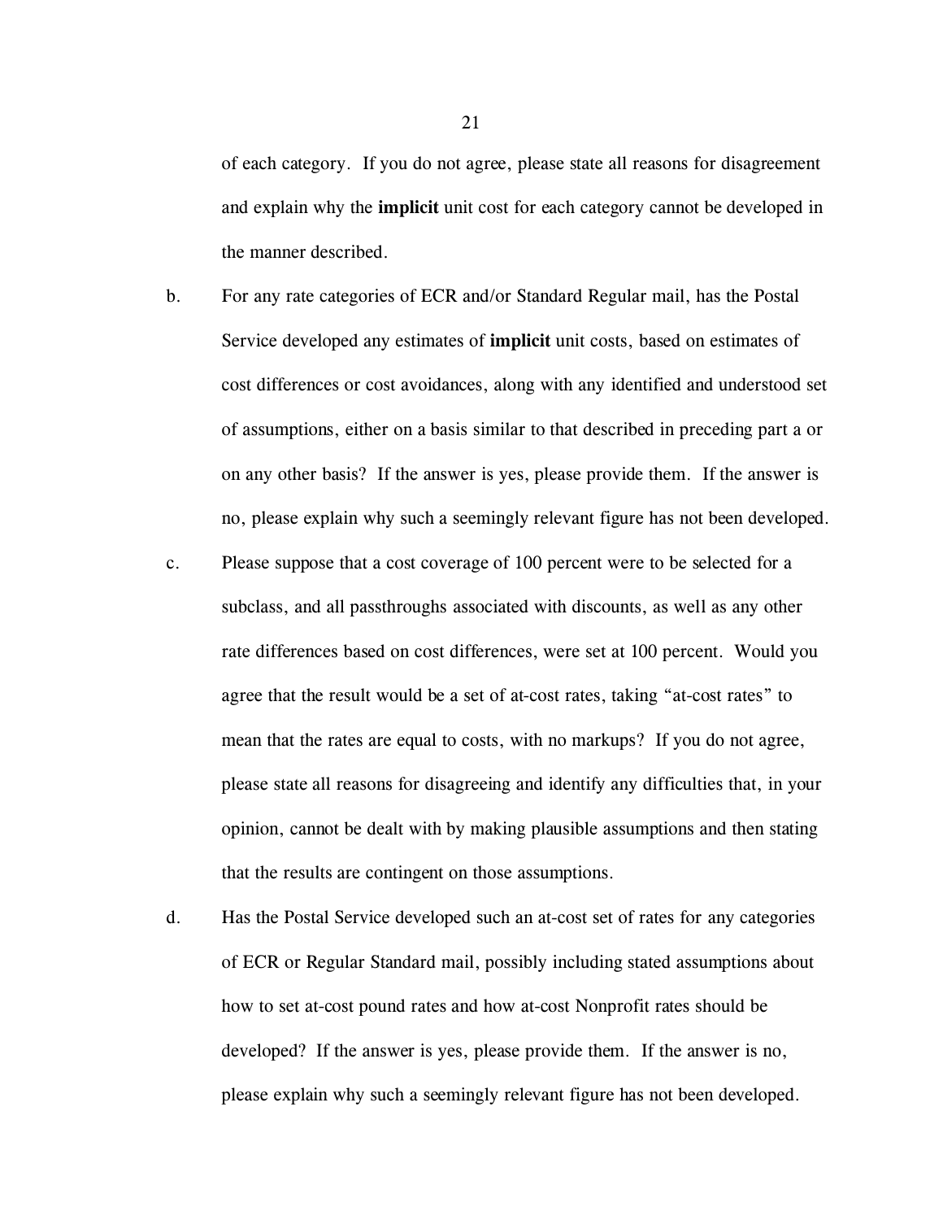of each category. If you do not agree, please state all reasons for disagreement and explain why the **implicit** unit cost for each category cannot be developed in the manner described.

b. For any rate categories of ECR and/or Standard Regular mail, has the Postal Service developed any estimates of **implicit** unit costs, based on estimates of cost differences or cost avoidances, along with any identified and understood set of assumptions, either on a basis similar to that described in preceding part a or on any other basis? If the answer is yes, please provide them. If the answer is no, please explain why such a seemingly relevant figure has not been developed.

c. Please suppose that a cost coverage of 100 percent were to be selected for a subclass, and all passthroughs associated with discounts, as well as any other rate differences based on cost differences, were set at 100 percent. Would you agree that the result would be a set of at-cost rates, taking "at-cost rates" to mean that the rates are equal to costs, with no markups? If you do not agree, please state all reasons for disagreeing and identify any difficulties that, in your opinion, cannot be dealt with by making plausible assumptions and then stating that the results are contingent on those assumptions.

d. Has the Postal Service developed such an at-cost set of rates for any categories of ECR or Regular Standard mail, possibly including stated assumptions about how to set at-cost pound rates and how at-cost Nonprofit rates should be developed? If the answer is yes, please provide them. If the answer is no, please explain why such a seemingly relevant figure has not been developed.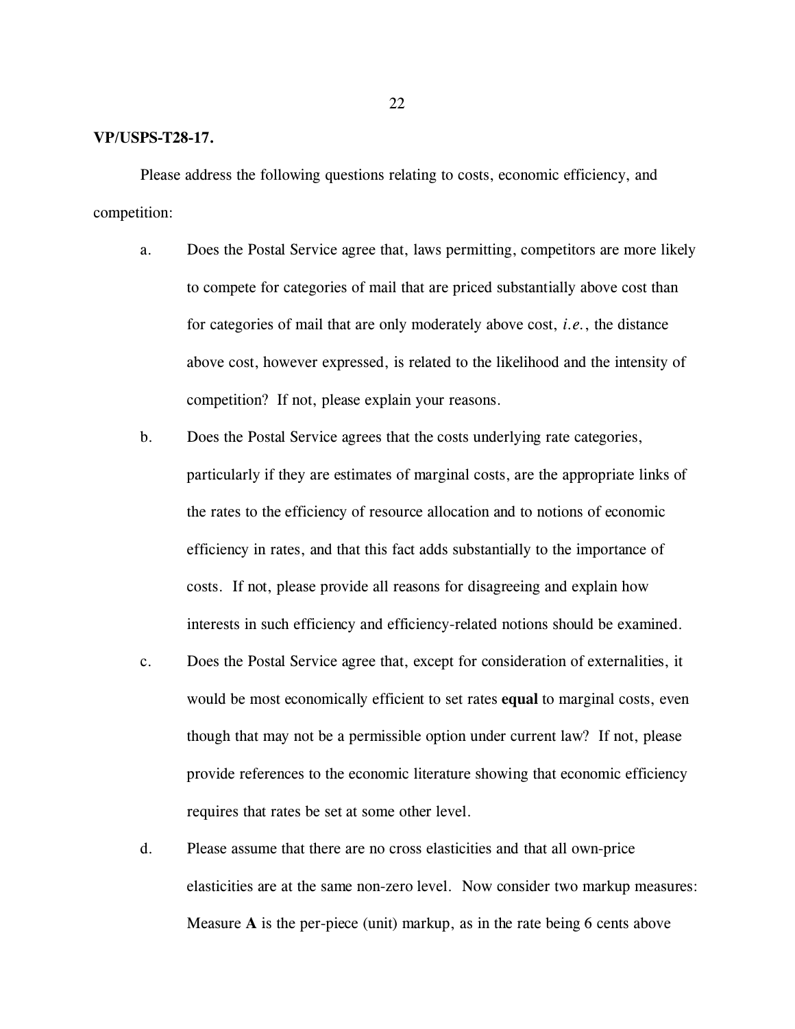**VP/USPS-T28-17.**

Please address the following questions relating to costs, economic efficiency, and competition:

a. Does the Postal Service agree that, laws permitting, competitors are more likely to compete for categories of mail that are priced substantially above cost than for categories of mail that are only moderately above cost, *i.e.*, the distance above cost, however expressed, is related to the likelihood and the intensity of competition? If not, please explain your reasons.

b. Does the Postal Service agrees that the costs underlying rate categories, particularly if they are estimates of marginal costs, are the appropriate links of the rates to the efficiency of resource allocation and to notions of economic efficiency in rates, and that this fact adds substantially to the importance of costs. If not, please provide all reasons for disagreeing and explain how interests in such efficiency and efficiency-related notions should be examined.

c. Does the Postal Service agree that, except for consideration of externalities, it would be most economically efficient to set rates **equal** to marginal costs, even though that may not be a permissible option under current law? If not, please provide references to the economic literature showing that economic efficiency requires that rates be set at some other level.

d. Please assume that there are no cross elasticities and that all own-price elasticities are at the same non-zero level. Now consider two markup measures: Measure **A** is the per-piece (unit) markup, as in the rate being 6 cents above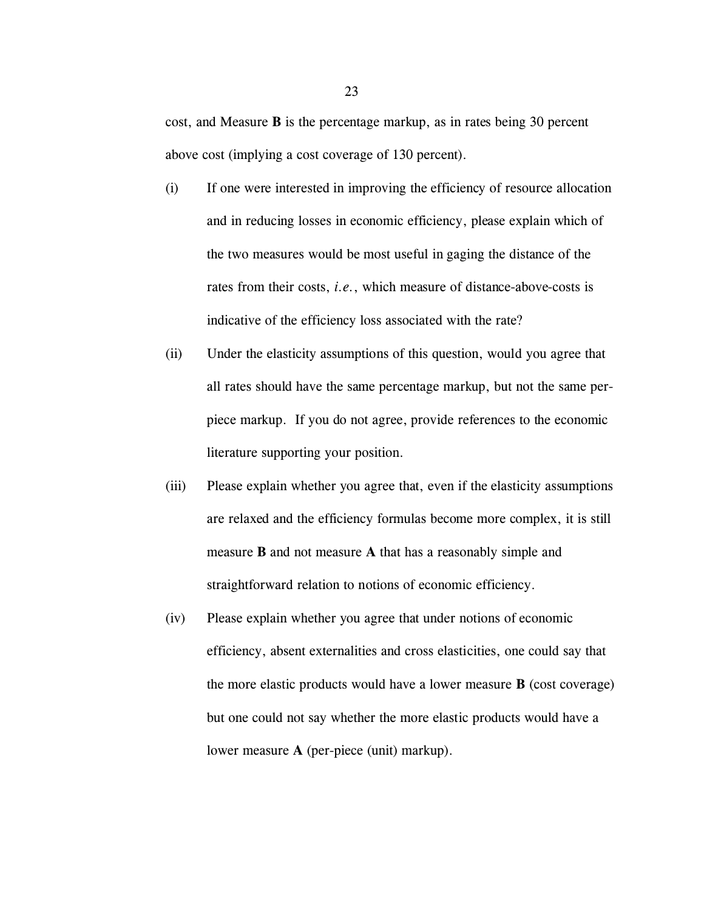cost, and Measure **B** is the percentage markup, as in rates being 30 percent above cost (implying a cost coverage of 130 percent).

(i) If one were interested in improving the efficiency of resource allocation and in reducing losses in economic efficiency, please explain which of the two measures would be most useful in gaging the distance of the rates from their costs, *i.e.*, which measure of distance-above-costs is indicative of the efficiency loss associated with the rate?

(ii) Under the elasticity assumptions of this question, would you agree that all rates should have the same percentage markup, but not the same per-piece markup. If you do not agree, provide references to the economic literature supporting your position.

(iii) Please explain whether you agree that, even if the elasticity assumptions are relaxed and the efficiency formulas become more complex, it is still measure **B** and not measure **A** that has a reasonably simple and straightforward relation to notions of economic efficiency.

(iv) Please explain whether you agree that under notions of economic efficiency, absent externalities and cross elasticicities, one could say that the more elastic products would have a lower measure **B** (cost coverage) but one could not say whether the more elastic products would have a lower measure **A** (per-piece (unit) markup).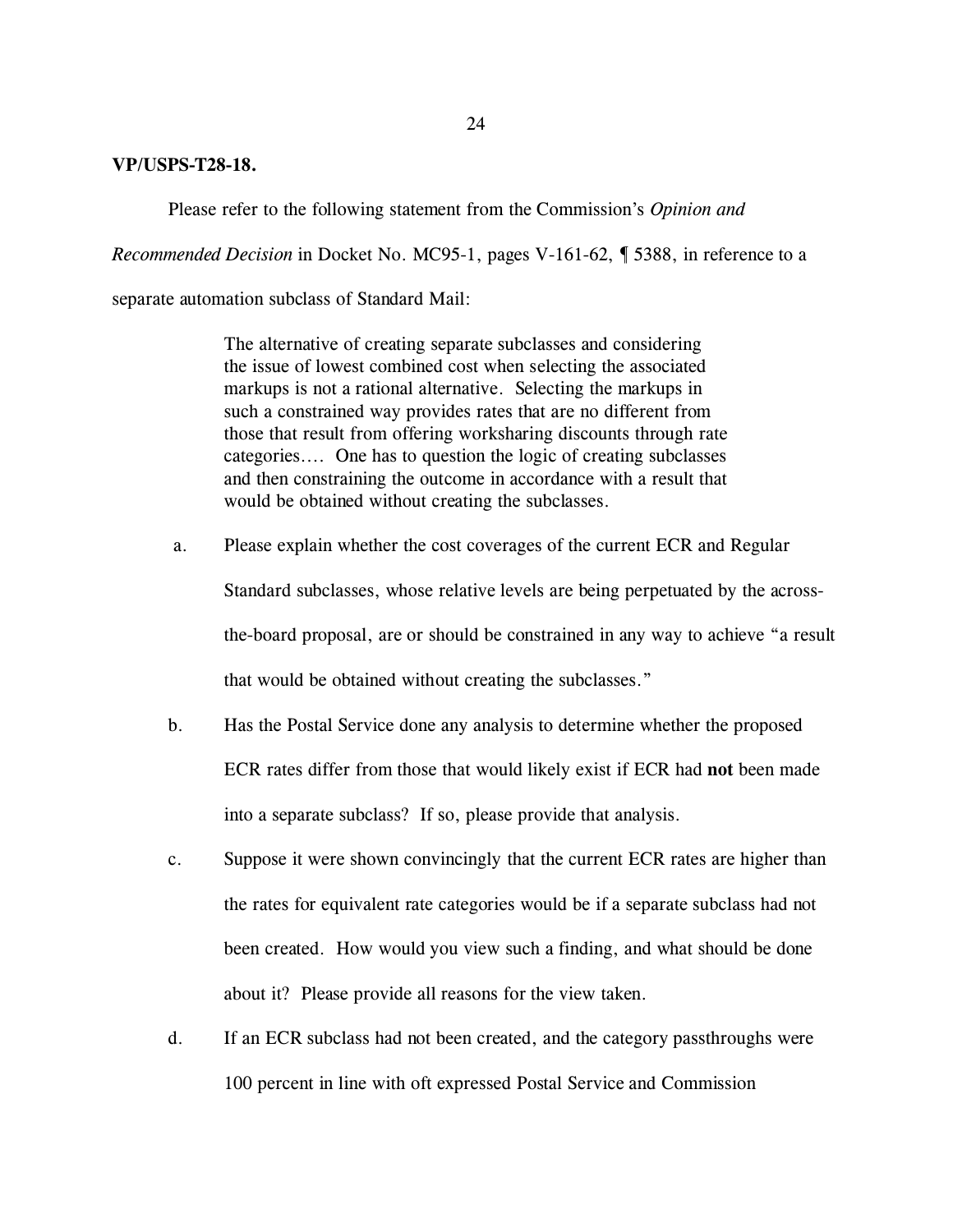**VP/USPS-T28-18.**

Please refer to the following statement from the Commission's *Opinion and Recommended Decision* in Docket No. MC95-1, pages V-161-62, ¶ 5388, in reference to a separate automation subclass of Standard Mail:

> The alternative of creating separate subclasses and considering the issue of lowest combined cost when selecting the associated markups is not a rational alternative. Selecting the markups in such a constrained way provides rates that are no different from those that result from offering worksharing discounts through rate categories…. One has to question the logic of creating subclasses and then constraining the outcome in accordance with a result that would be obtained without creating the subclasses.

a. Please explain whether the cost coverages of the current ECR and Regular Standard subclasses, whose relative levels are being perpetuated by the across-the-board proposal, are or should be constrained in any way to achieve "a result that would be obtained without creating the subclasses."

b. Has the Postal Service done any analysis to determine whether the proposed ECR rates differ from those that would likely exist if ECR had **not** been made into a separate subclass? If so, please provide that analysis.

c. Suppose it were shown convincingly that the current ECR rates are higher than the rates for equivalent rate categories would be if a separate subclass had not been created. How would you view such a finding, and what should be done about it? Please provide all reasons for the view taken.

d. If an ECR subclass had not been created, and the category passthroughs were 100 percent in line with oft expressed Postal Service and Commission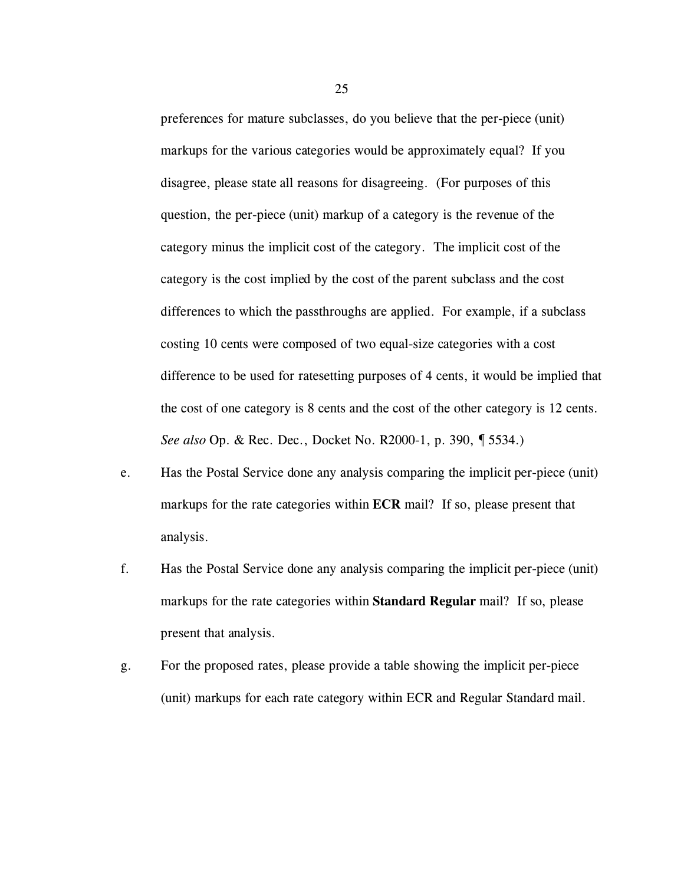preferences for mature subclasses, do you believe that the per-piece (unit) markups for the various categories would be approximately equal? If you disagree, please state all reasons for disagreeing. (For purposes of this question, the per-piece (unit) markup of a category is the revenue of the category minus the implicit cost of the category. The implicit cost of the category is the cost implied by the cost of the parent subclass and the cost differences to which the passthroughs are applied. For example, if a subclass costing 10 cents were composed of two equal-size categories with a cost difference to be used for ratesetting purposes of 4 cents, it would be implied that the cost of one category is 8 cents and the cost of the other category is 12 cents. *See also* Op. & Rec. Dec., Docket No. R2000-1, p. 390, ¶ 5534.)

e. Has the Postal Service done any analysis comparing the implicit per-piece (unit) markups for the rate categories within **ECR** mail? If so, please present that analysis.

f. Has the Postal Service done any analysis comparing the implicit per-piece (unit) markups for the rate categories within **Standard Regular** mail? If so, please present that analysis.

g. For the proposed rates, please provide a table showing the implicit per-piece (unit) markups for each rate category within ECR and Regular Standard mail.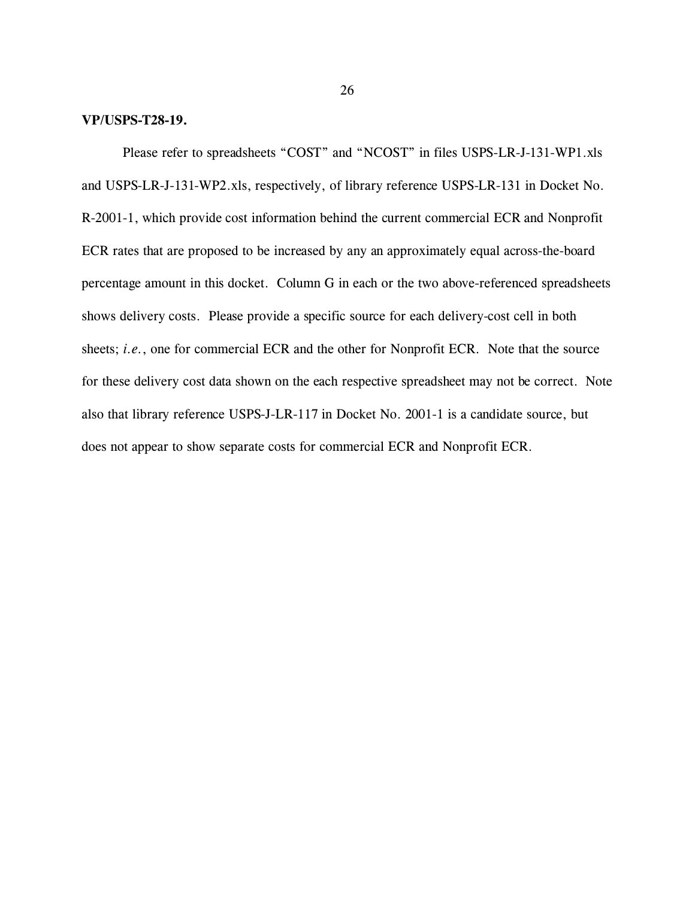**VP/USPS-T28-19.**

Please refer to spreadsheets "COST" and "NCOST" in files USPS-LR-J-131-WP1.xls and USPS-LR-J-131-WP2.xls, respectively, of library reference USPS-LR-131 in Docket No. R-2001-1, which provide cost information behind the current commercial ECR and Nonprofit ECR rates that are proposed to be increased by any an approximately equal across-the-board percentage amount in this docket. Column G in each or the two above-referenced spreadsheets shows delivery costs. Please provide a specific source for each delivery-cost cell in both sheets; *i.e.*, one for commercial ECR and the other for Nonprofit ECR. Note that the source for these delivery cost data shown on the each respective spreadsheet may not be correct. Note also that library reference USPS-J-LR-117 in Docket No. 2001-1 is a candidate source, but does not appear to show separate costs for commercial ECR and Nonprofit ECR.